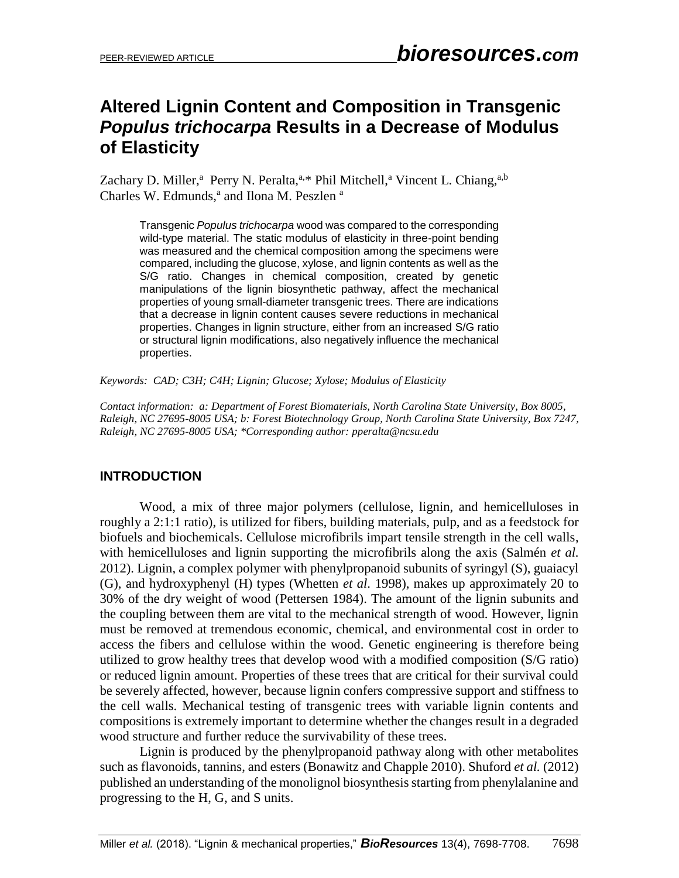# Altered Lignin Content and Composition in Transgenic *Populus trichocarpa* Results in a Decrease of Modulus of Elasticity

Zachary D. Miller,[a] Perry N. Peralta,[a,*] Phil Mitchell,[a] Vincent L. Chiang,[a,b] Charles W. Edmunds,[a] and Ilona M. Peszlen [a]

Transgenic *Populus trichocarpa* wood was compared to the corresponding wild-type material. The static modulus of elasticity in three-point bending was measured and the chemical composition among the specimens were compared, including the glucose, xylose, and lignin contents as well as the S/G ratio. Changes in chemical composition, created by genetic manipulations of the lignin biosynthetic pathway, affect the mechanical properties of young small-diameter transgenic trees. There are indications that a decrease in lignin content causes severe reductions in mechanical properties. Changes in lignin structure, either from an increased S/G ratio or structural lignin modifications, also negatively influence the mechanical properties.

*Keywords: CAD; C3H; C4H; Lignin; Glucose; Xylose; Modulus of Elasticity*

*Contact information: a: Department of Forest Biomaterials, North Carolina State University, Box 8005, Raleigh, NC 27695-8005 USA; b: Forest Biotechnology Group, North Carolina State University, Box 7247, Raleigh, NC 27695-8005 USA; *Corresponding author: pperalta@ncsu.edu*

## INTRODUCTION

Wood, a mix of three major polymers (cellulose, lignin, and hemicelluloses in roughly a 2:1:1 ratio), is utilized for fibers, building materials, pulp, and as a feedstock for biofuels and biochemicals. Cellulose microfibrils impart tensile strength in the cell walls, with hemicelluloses and lignin supporting the microfibrils along the axis (Salmén *et al.* 2012). Lignin, a complex polymer with phenylpropanoid subunits of syringyl (S), guaiacyl (G), and hydroxyphenyl (H) types (Whetten *et al.* 1998), makes up approximately 20 to 30% of the dry weight of wood (Pettersen 1984). The amount of the lignin subunits and the coupling between them are vital to the mechanical strength of wood. However, lignin must be removed at tremendous economic, chemical, and environmental cost in order to access the fibers and cellulose within the wood. Genetic engineering is therefore being utilized to grow healthy trees that develop wood with a modified composition (S/G ratio) or reduced lignin amount. Properties of these trees that are critical for their survival could be severely affected, however, because lignin confers compressive support and stiffness to the cell walls. Mechanical testing of transgenic trees with variable lignin contents and compositions is extremely important to determine whether the changes result in a degraded wood structure and further reduce the survivability of these trees.

Lignin is produced by the phenylpropanoid pathway along with other metabolites such as flavonoids, tannins, and esters (Bonawitz and Chapple 2010). Shuford *et al.* (2012) published an understanding of the monolignol biosynthesis starting from phenylalanine and progressing to the H, G, and S units.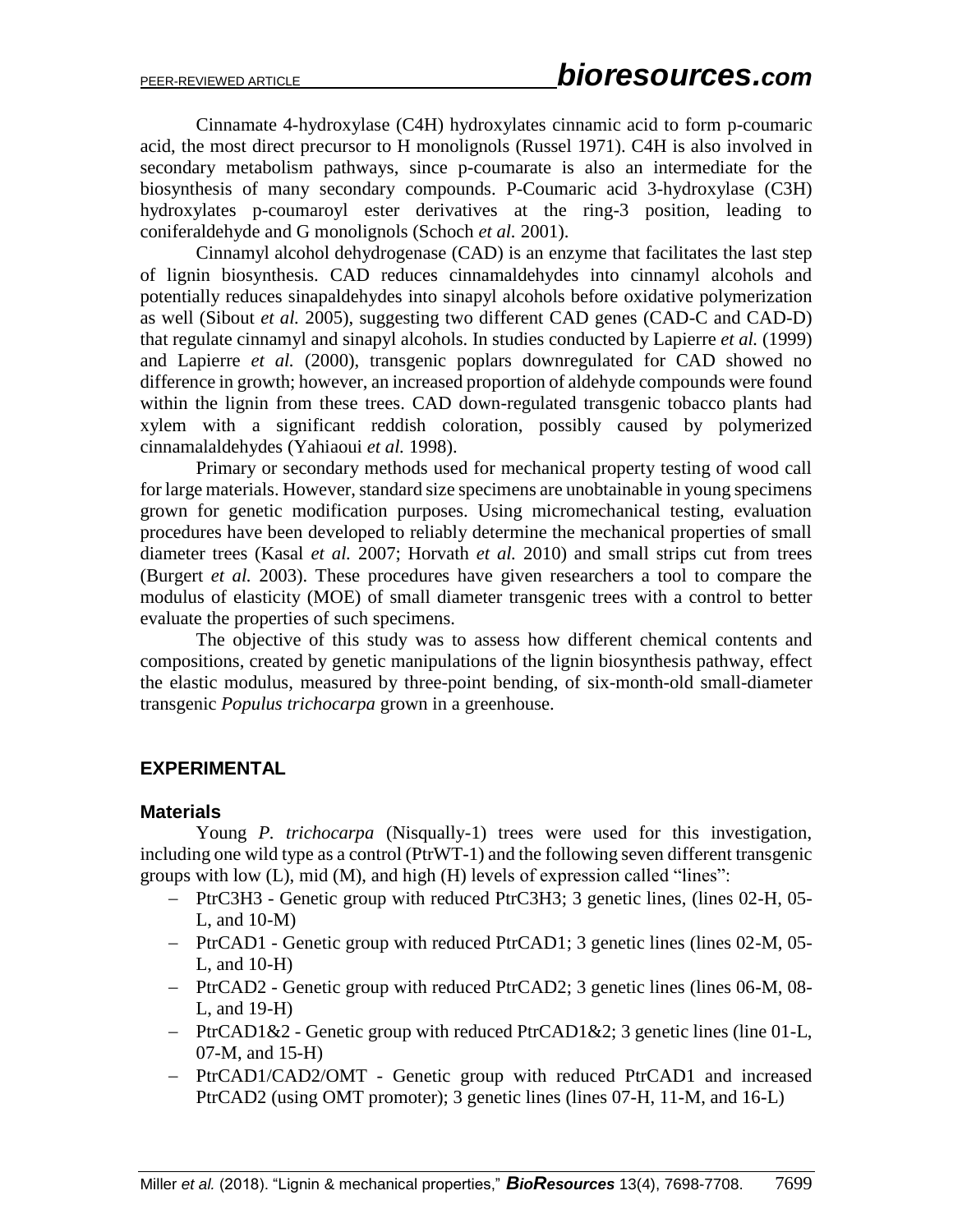Cinnamate 4-hydroxylase (C4H) hydroxylates cinnamic acid to form p-coumaric acid, the most direct precursor to H monolignols (Russel 1971). C4H is also involved in secondary metabolism pathways, since p-coumarate is also an intermediate for the biosynthesis of many secondary compounds. P-Coumaric acid 3-hydroxylase (C3H) hydroxylates p-coumaroyl ester derivatives at the ring-3 position, leading to coniferaldehyde and G monolignols (Schoch *et al.* 2001).

Cinnamyl alcohol dehydrogenase (CAD) is an enzyme that facilitates the last step of lignin biosynthesis. CAD reduces cinnamaldehydes into cinnamyl alcohols and potentially reduces sinapaldehydes into sinapyl alcohols before oxidative polymerization as well (Sibout *et al.* 2005), suggesting two different CAD genes (CAD-C and CAD-D) that regulate cinnamyl and sinapyl alcohols. In studies conducted by Lapierre *et al.* (1999) and Lapierre *et al.* (2000), transgenic poplars downregulated for CAD showed no difference in growth; however, an increased proportion of aldehyde compounds were found within the lignin from these trees. CAD down-regulated transgenic tobacco plants had xylem with a significant reddish coloration, possibly caused by polymerized cinnamalaldehydes (Yahiaoui *et al.* 1998).

Primary or secondary methods used for mechanical property testing of wood call for large materials. However, standard size specimens are unobtainable in young specimens grown for genetic modification purposes. Using micromechanical testing, evaluation procedures have been developed to reliably determine the mechanical properties of small diameter trees (Kasal *et al.* 2007; Horvath *et al.* 2010) and small strips cut from trees (Burgert *et al.* 2003). These procedures have given researchers a tool to compare the modulus of elasticity (MOE) of small diameter transgenic trees with a control to better evaluate the properties of such specimens.

The objective of this study was to assess how different chemical contents and compositions, created by genetic manipulations of the lignin biosynthesis pathway, effect the elastic modulus, measured by three-point bending, of six-month-old small-diameter transgenic *Populus trichocarpa* grown in a greenhouse.

## EXPERIMENTAL

### Materials

Young *P. trichocarpa* (Nisqually-1) trees were used for this investigation, including one wild type as a control (PtrWT-1) and the following seven different transgenic groups with low (L), mid (M), and high (H) levels of expression called "lines":

- PtrC3H3 - Genetic group with reduced PtrC3H3; 3 genetic lines, (lines 02-H, 05-L, and 10-M)
- PtrCAD1 - Genetic group with reduced PtrCAD1; 3 genetic lines (lines 02-M, 05-L, and 10-H)
- PtrCAD2 - Genetic group with reduced PtrCAD2; 3 genetic lines (lines 06-M, 08-L, and 19-H)
- PtrCAD1&2 - Genetic group with reduced PtrCAD1&2; 3 genetic lines (line 01-L, 07-M, and 15-H)
- PtrCAD1/CAD2/OMT - Genetic group with reduced PtrCAD1 and increased PtrCAD2 (using OMT promoter); 3 genetic lines (lines 07-H, 11-M, and 16-L)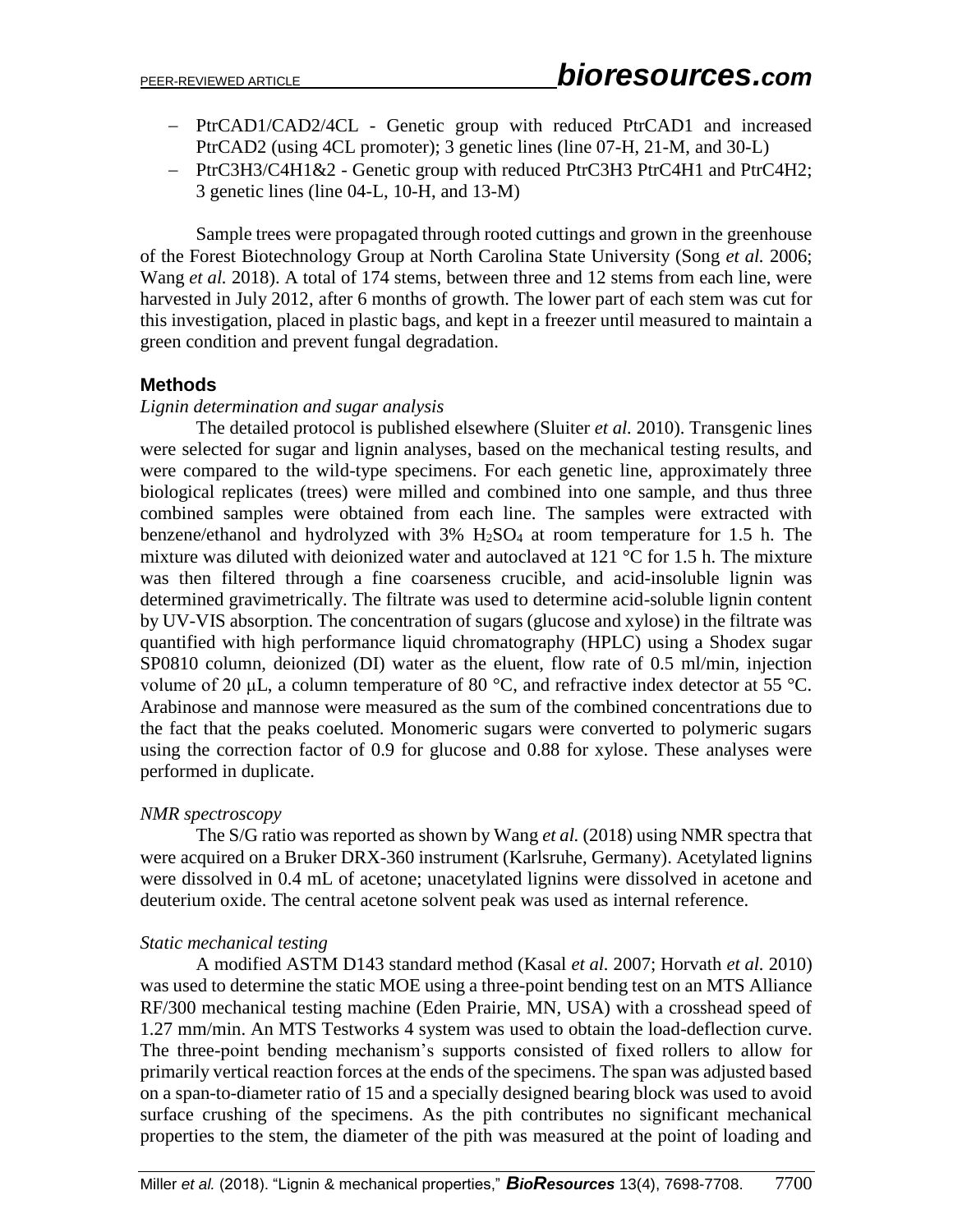- PtrCAD1/CAD2/4CL - Genetic group with reduced PtrCAD1 and increased PtrCAD2 (using 4CL promoter); 3 genetic lines (line 07-H, 21-M, and 30-L)
- PtrC3H3/C4H1&2 - Genetic group with reduced PtrC3H3 PtrC4H1 and PtrC4H2; 3 genetic lines (line 04-L, 10-H, and 13-M)

Sample trees were propagated through rooted cuttings and grown in the greenhouse of the Forest Biotechnology Group at North Carolina State University (Song *et al.* 2006; Wang *et al.* 2018). A total of 174 stems, between three and 12 stems from each line, were harvested in July 2012, after 6 months of growth. The lower part of each stem was cut for this investigation, placed in plastic bags, and kept in a freezer until measured to maintain a green condition and prevent fungal degradation.

## Methods

*Lignin determination and sugar analysis*

The detailed protocol is published elsewhere (Sluiter *et al.* 2010). Transgenic lines were selected for sugar and lignin analyses, based on the mechanical testing results, and were compared to the wild-type specimens. For each genetic line, approximately three biological replicates (trees) were milled and combined into one sample, and thus three combined samples were obtained from each line. The samples were extracted with benzene/ethanol and hydrolyzed with 3% $H_2SO_4$ at room temperature for 1.5 h. The mixture was diluted with deionized water and autoclaved at 121 °C for 1.5 h. The mixture was then filtered through a fine coarseness crucible, and acid-insoluble lignin was determined gravimetrically. The filtrate was used to determine acid-soluble lignin content by UV-VIS absorption. The concentration of sugars (glucose and xylose) in the filtrate was quantified with high performance liquid chromatography (HPLC) using a Shodex sugar SP0810 column, deionized (DI) water as the eluent, flow rate of 0.5 ml/min, injection volume of 20 μL, a column temperature of 80 °C, and refractive index detector at 55 °C. Arabinose and mannose were measured as the sum of the combined concentrations due to the fact that the peaks coeluted. Monomeric sugars were converted to polymeric sugars using the correction factor of 0.9 for glucose and 0.88 for xylose. These analyses were performed in duplicate.

*NMR spectroscopy*

The S/G ratio was reported as shown by Wang *et al.* (2018) using NMR spectra that were acquired on a Bruker DRX-360 instrument (Karlsruhe, Germany). Acetylated lignins were dissolved in 0.4 mL of acetone; unacetylated lignins were dissolved in acetone and deuterium oxide. The central acetone solvent peak was used as internal reference.

*Static mechanical testing*

A modified ASTM D143 standard method (Kasal *et al.* 2007; Horvath *et al.* 2010) was used to determine the static MOE using a three-point bending test on an MTS Alliance RF/300 mechanical testing machine (Eden Prairie, MN, USA) with a crosshead speed of 1.27 mm/min. An MTS Testworks 4 system was used to obtain the load-deflection curve. The three-point bending mechanism's supports consisted of fixed rollers to allow for primarily vertical reaction forces at the ends of the specimens. The span was adjusted based on a span-to-diameter ratio of 15 and a specially designed bearing block was used to avoid surface crushing of the specimens. As the pith contributes no significant mechanical properties to the stem, the diameter of the pith was measured at the point of loading and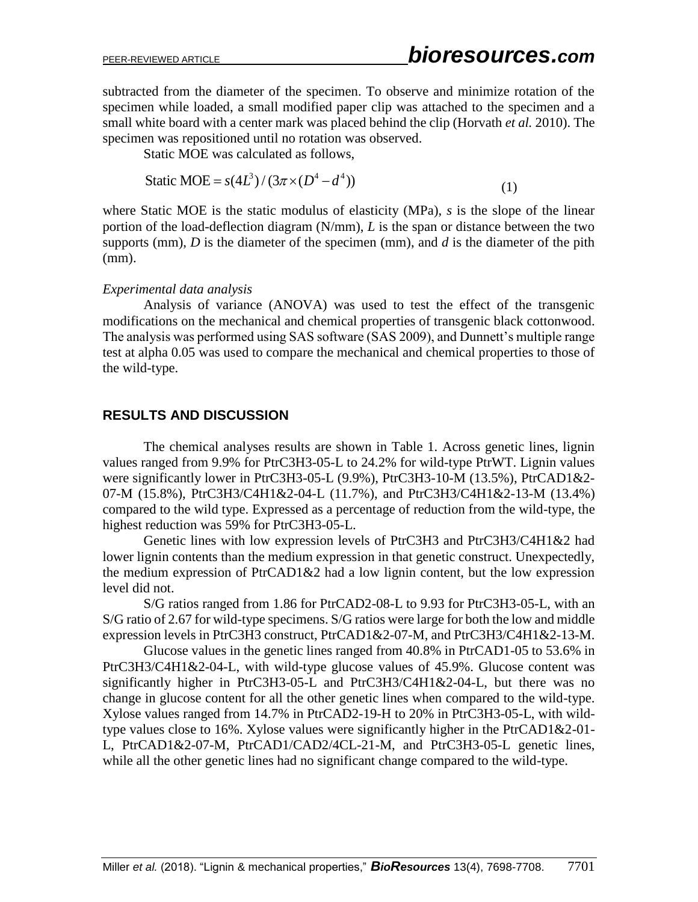subtracted from the diameter of the specimen. To observe and minimize rotation of the specimen while loaded, a small modified paper clip was attached to the specimen and a small white board with a center mark was placed behind the clip (Horvath *et al.* 2010). The specimen was repositioned until no rotation was observed.

Static MOE was calculated as follows,

$$\text{Static MOE} = s(4L^3)/(3\pi \times (D^4 - d^4)) \tag{1}$$

where Static MOE is the static modulus of elasticity (MPa), $s$ is the slope of the linear portion of the load-deflection diagram (N/mm), $L$ is the span or distance between the two supports (mm), $D$ is the diameter of the specimen (mm), and $d$ is the diameter of the pith (mm).

### *Experimental data analysis*

Analysis of variance (ANOVA) was used to test the effect of the transgenic modifications on the mechanical and chemical properties of transgenic black cottonwood. The analysis was performed using SAS software (SAS 2009), and Dunnett's multiple range test at alpha 0.05 was used to compare the mechanical and chemical properties to those of the wild-type.

## RESULTS AND DISCUSSION

The chemical analyses results are shown in Table 1. Across genetic lines, lignin values ranged from 9.9% for PtrC3H3-05-L to 24.2% for wild-type PtrWT. Lignin values were significantly lower in PtrC3H3-05-L (9.9%), PtrC3H3-10-M (13.5%), PtrCAD1&2-07-M (15.8%), PtrC3H3/C4H1&2-04-L (11.7%), and PtrC3H3/C4H1&2-13-M (13.4%) compared to the wild type. Expressed as a percentage of reduction from the wild-type, the highest reduction was 59% for PtrC3H3-05-L.

Genetic lines with low expression levels of PtrC3H3 and PtrC3H3/C4H1&2 had lower lignin contents than the medium expression in that genetic construct. Unexpectedly, the medium expression of PtrCAD1&2 had a low lignin content, but the low expression level did not.

S/G ratios ranged from 1.86 for PtrCAD2-08-L to 9.93 for PtrC3H3-05-L, with an S/G ratio of 2.67 for wild-type specimens. S/G ratios were large for both the low and middle expression levels in PtrC3H3 construct, PtrCAD1&2-07-M, and PtrC3H3/C4H1&2-13-M.

Glucose values in the genetic lines ranged from 40.8% in PtrCAD1-05 to 53.6% in PtrC3H3/C4H1&2-04-L, with wild-type glucose values of 45.9%. Glucose content was significantly higher in PtrC3H3-05-L and PtrC3H3/C4H1&2-04-L, but there was no change in glucose content for all the other genetic lines when compared to the wild-type. Xylose values ranged from 14.7% in PtrCAD2-19-H to 20% in PtrC3H3-05-L, with wild-type values close to 16%. Xylose values were significantly higher in the PtrCAD1&2-01-L, PtrCAD1&2-07-M, PtrCAD1/CAD2/4CL-21-M, and PtrC3H3-05-L genetic lines, while all the other genetic lines had no significant change compared to the wild-type.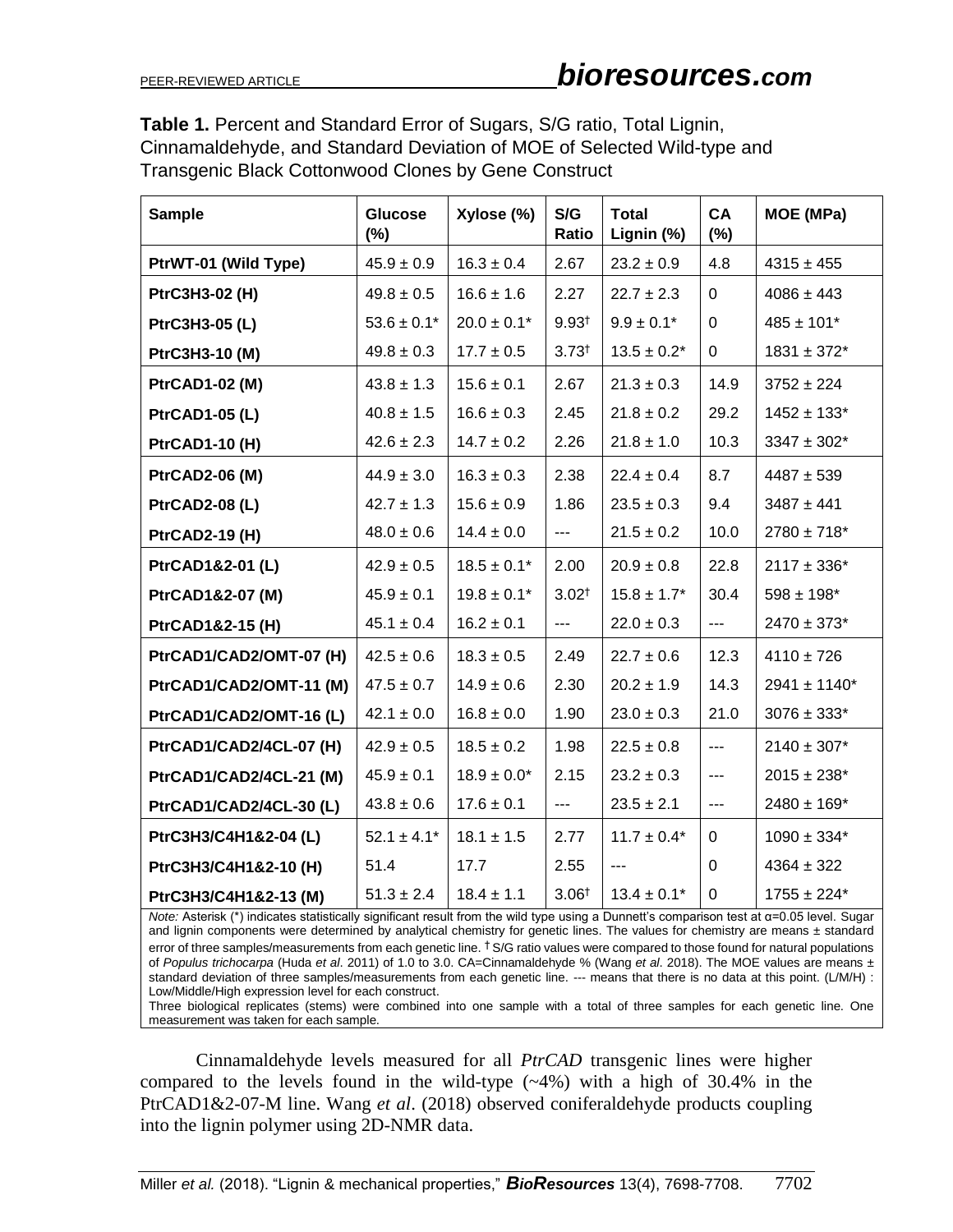**Table 1.** Percent and Standard Error of Sugars, S/G ratio, Total Lignin, Cinnamaldehyde, and Standard Deviation of MOE of Selected Wild-type and Transgenic Black Cottonwood Clones by Gene Construct

| Sample | Glucose (%) | Xylose (%) | S/G Ratio | Total Lignin (%) | CA (%) | MOE (MPa) |
|---|---|---|---|---|---|---|
| **PtrWT-01 (Wild Type)** | 45.9 ± 0.9 | 16.3 ± 0.4 | 2.67 | 23.2 ± 0.9 | 4.8 | 4315 ± 455 |
| **PtrC3H3-02 (H)** | 49.8 ± 0.5 | 16.6 ± 1.6 | 2.27 | 22.7 ± 2.3 | 0 | 4086 ± 443 |
| **PtrC3H3-05 (L)** | 53.6 ± 0.1* | 20.0 ± 0.1* | 9.93† | 9.9 ± 0.1* | 0 | 485 ± 101* |
| **PtrC3H3-10 (M)** | 49.8 ± 0.3 | 17.7 ± 0.5 | 3.73† | 13.5 ± 0.2* | 0 | 1831 ± 372* |
| **PtrCAD1-02 (M)** | 43.8 ± 1.3 | 15.6 ± 0.1 | 2.67 | 21.3 ± 0.3 | 14.9 | 3752 ± 224 |
| **PtrCAD1-05 (L)** | 40.8 ± 1.5 | 16.6 ± 0.3 | 2.45 | 21.8 ± 0.2 | 29.2 | 1452 ± 133* |
| **PtrCAD1-10 (H)** | 42.6 ± 2.3 | 14.7 ± 0.2 | 2.26 | 21.8 ± 1.0 | 10.3 | 3347 ± 302* |
| **PtrCAD2-06 (M)** | 44.9 ± 3.0 | 16.3 ± 0.3 | 2.38 | 22.4 ± 0.4 | 8.7 | 4487 ± 539 |
| **PtrCAD2-08 (L)** | 42.7 ± 1.3 | 15.6 ± 0.9 | 1.86 | 23.5 ± 0.3 | 9.4 | 3487 ± 441 |
| **PtrCAD2-19 (H)** | 48.0 ± 0.6 | 14.4 ± 0.0 | --- | 21.5 ± 0.2 | 10.0 | 2780 ± 718* |
| **PtrCAD1&2-01 (L)** | 42.9 ± 0.5 | 18.5 ± 0.1* | 2.00 | 20.9 ± 0.8 | 22.8 | 2117 ± 336* |
| **PtrCAD1&2-07 (M)** | 45.9 ± 0.1 | 19.8 ± 0.1* | 3.02† | 15.8 ± 1.7* | 30.4 | 598 ± 198* |
| **PtrCAD1&2-15 (H)** | 45.1 ± 0.4 | 16.2 ± 0.1 | --- | 22.0 ± 0.3 | --- | 2470 ± 373* |
| **PtrCAD1/CAD2/OMT-07 (H)** | 42.5 ± 0.6 | 18.3 ± 0.5 | 2.49 | 22.7 ± 0.6 | 12.3 | 4110 ± 726 |
| **PtrCAD1/CAD2/OMT-11 (M)** | 47.5 ± 0.7 | 14.9 ± 0.6 | 2.30 | 20.2 ± 1.9 | 14.3 | 2941 ± 1140* |
| **PtrCAD1/CAD2/OMT-16 (L)** | 42.1 ± 0.0 | 16.8 ± 0.0 | 1.90 | 23.0 ± 0.3 | 21.0 | 3076 ± 333* |
| **PtrCAD1/CAD2/4CL-07 (H)** | 42.9 ± 0.5 | 18.5 ± 0.2 | 1.98 | 22.5 ± 0.8 | --- | 2140 ± 307* |
| **PtrCAD1/CAD2/4CL-21 (M)** | 45.9 ± 0.1 | 18.9 ± 0.0* | 2.15 | 23.2 ± 0.3 | --- | 2015 ± 238* |
| **PtrCAD1/CAD2/4CL-30 (L)** | 43.8 ± 0.6 | 17.6 ± 0.1 | --- | 23.5 ± 2.1 | --- | 2480 ± 169* |
| **PtrC3H3/C4H1&2-04 (L)** | 52.1 ± 4.1* | 18.1 ± 1.5 | 2.77 | 11.7 ± 0.4* | 0 | 1090 ± 334* |
| **PtrC3H3/C4H1&2-10 (H)** | 51.4 | 17.7 | 2.55 | --- | 0 | 4364 ± 322 |
| **PtrC3H3/C4H1&2-13 (M)** | 51.3 ± 2.4 | 18.4 ± 1.1 | 3.06† | 13.4 ± 0.1* | 0 | 1755 ± 224* |

*Note:* Asterisk (*) indicates statistically significant result from the wild type using a Dunnett's comparison test at α=0.05 level. Sugar and lignin components were determined by analytical chemistry for genetic lines. The values for chemistry are means ± standard error of three samples/measurements from each genetic line. † S/G ratio values were compared to those found for natural populations of *Populus trichocarpa* (Huda *et al*. 2011) of 1.0 to 3.0. CA=Cinnamaldehyde % (Wang *et al*. 2018). The MOE values are means ± standard deviation of three samples/measurements from each genetic line. --- means that there is no data at this point. (L/M/H) : Low/Middle/High expression level for each construct.
Three biological replicates (stems) were combined into one sample with a total of three samples for each genetic line. One measurement was taken for each sample.

Cinnamaldehyde levels measured for all *PtrCAD* transgenic lines were higher compared to the levels found in the wild-type (~4%) with a high of 30.4% in the PtrCAD1&2-07-M line. Wang *et al*. (2018) observed coniferaldehyde products coupling into the lignin polymer using 2D-NMR data.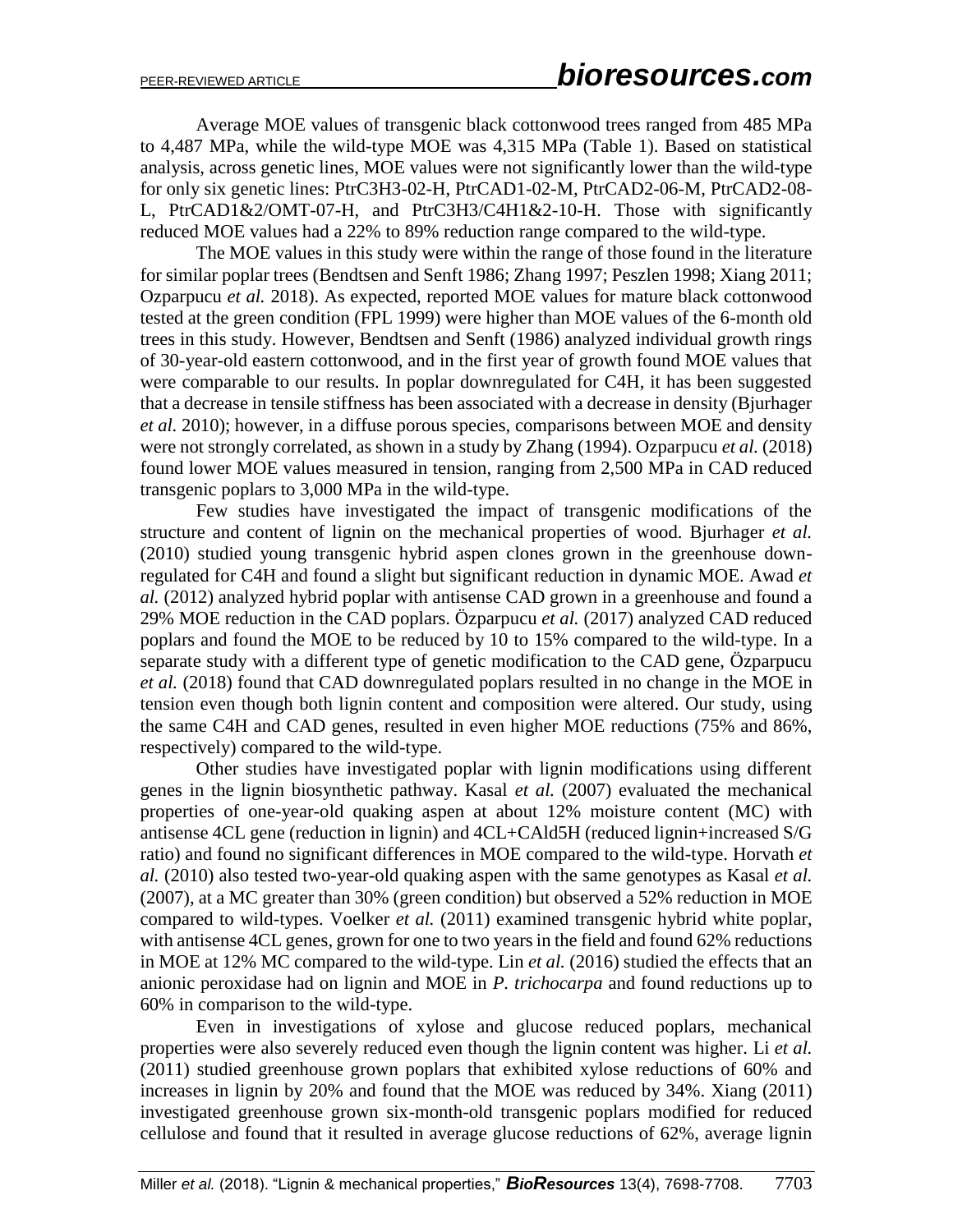Average MOE values of transgenic black cottonwood trees ranged from 485 MPa to 4,487 MPa, while the wild-type MOE was 4,315 MPa (Table 1). Based on statistical analysis, across genetic lines, MOE values were not significantly lower than the wild-type for only six genetic lines: PtrC3H3-02-H, PtrCAD1-02-M, PtrCAD2-06-M, PtrCAD2-08-L, PtrCAD1&2/OMT-07-H, and PtrC3H3/C4H1&2-10-H. Those with significantly reduced MOE values had a 22% to 89% reduction range compared to the wild-type.

The MOE values in this study were within the range of those found in the literature for similar poplar trees (Bendtsen and Senft 1986; Zhang 1997; Peszlen 1998; Xiang 2011; Ozparpucu *et al.* 2018). As expected, reported MOE values for mature black cottonwood tested at the green condition (FPL 1999) were higher than MOE values of the 6-month old trees in this study. However, Bendtsen and Senft (1986) analyzed individual growth rings of 30-year-old eastern cottonwood, and in the first year of growth found MOE values that were comparable to our results. In poplar downregulated for C4H, it has been suggested that a decrease in tensile stiffness has been associated with a decrease in density (Bjurhager *et al.* 2010); however, in a diffuse porous species, comparisons between MOE and density were not strongly correlated, as shown in a study by Zhang (1994). Ozparpucu *et al.* (2018) found lower MOE values measured in tension, ranging from 2,500 MPa in CAD reduced transgenic poplars to 3,000 MPa in the wild-type.

Few studies have investigated the impact of transgenic modifications of the structure and content of lignin on the mechanical properties of wood. Bjurhager *et al.* (2010) studied young transgenic hybrid aspen clones grown in the greenhouse down-regulated for C4H and found a slight but significant reduction in dynamic MOE. Awad *et al.* (2012) analyzed hybrid poplar with antisense CAD grown in a greenhouse and found a 29% MOE reduction in the CAD poplars. Özparpucu *et al.* (2017) analyzed CAD reduced poplars and found the MOE to be reduced by 10 to 15% compared to the wild-type. In a separate study with a different type of genetic modification to the CAD gene, Özparpucu *et al.* (2018) found that CAD downregulated poplars resulted in no change in the MOE in tension even though both lignin content and composition were altered. Our study, using the same C4H and CAD genes, resulted in even higher MOE reductions (75% and 86%, respectively) compared to the wild-type.

Other studies have investigated poplar with lignin modifications using different genes in the lignin biosynthetic pathway. Kasal *et al.* (2007) evaluated the mechanical properties of one-year-old quaking aspen at about 12% moisture content (MC) with antisense 4CL gene (reduction in lignin) and 4CL+CAld5H (reduced lignin+increased S/G ratio) and found no significant differences in MOE compared to the wild-type. Horvath *et al.* (2010) also tested two-year-old quaking aspen with the same genotypes as Kasal *et al.* (2007), at a MC greater than 30% (green condition) but observed a 52% reduction in MOE compared to wild-types. Voelker *et al.* (2011) examined transgenic hybrid white poplar, with antisense 4CL genes, grown for one to two years in the field and found 62% reductions in MOE at 12% MC compared to the wild-type. Lin *et al.* (2016) studied the effects that an anionic peroxidase had on lignin and MOE in *P. trichocarpa* and found reductions up to 60% in comparison to the wild-type.

Even in investigations of xylose and glucose reduced poplars, mechanical properties were also severely reduced even though the lignin content was higher. Li *et al.* (2011) studied greenhouse grown poplars that exhibited xylose reductions of 60% and increases in lignin by 20% and found that the MOE was reduced by 34%. Xiang (2011) investigated greenhouse grown six-month-old transgenic poplars modified for reduced cellulose and found that it resulted in average glucose reductions of 62%, average lignin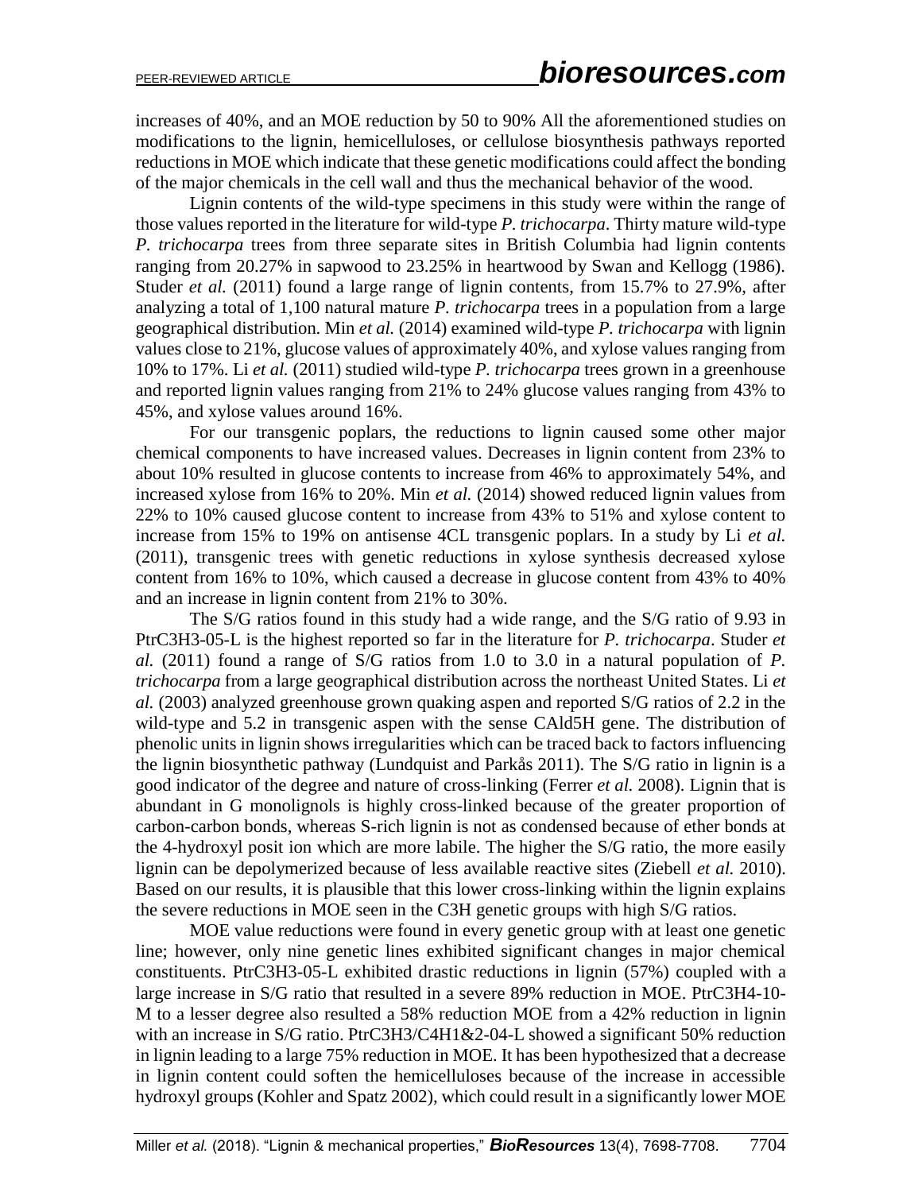increases of 40%, and an MOE reduction by 50 to 90% All the aforementioned studies on modifications to the lignin, hemicelluloses, or cellulose biosynthesis pathways reported reductions in MOE which indicate that these genetic modifications could affect the bonding of the major chemicals in the cell wall and thus the mechanical behavior of the wood.

Lignin contents of the wild-type specimens in this study were within the range of those values reported in the literature for wild-type *P. trichocarpa*. Thirty mature wild-type *P. trichocarpa* trees from three separate sites in British Columbia had lignin contents ranging from 20.27% in sapwood to 23.25% in heartwood by Swan and Kellogg (1986). Studer *et al.* (2011) found a large range of lignin contents, from 15.7% to 27.9%, after analyzing a total of 1,100 natural mature *P. trichocarpa* trees in a population from a large geographical distribution. Min *et al.* (2014) examined wild-type *P. trichocarpa* with lignin values close to 21%, glucose values of approximately 40%, and xylose values ranging from 10% to 17%. Li *et al.* (2011) studied wild-type *P. trichocarpa* trees grown in a greenhouse and reported lignin values ranging from 21% to 24% glucose values ranging from 43% to 45%, and xylose values around 16%.

For our transgenic poplars, the reductions to lignin caused some other major chemical components to have increased values. Decreases in lignin content from 23% to about 10% resulted in glucose contents to increase from 46% to approximately 54%, and increased xylose from 16% to 20%. Min *et al.* (2014) showed reduced lignin values from 22% to 10% caused glucose content to increase from 43% to 51% and xylose content to increase from 15% to 19% on antisense 4CL transgenic poplars. In a study by Li *et al.* (2011), transgenic trees with genetic reductions in xylose synthesis decreased xylose content from 16% to 10%, which caused a decrease in glucose content from 43% to 40% and an increase in lignin content from 21% to 30%.

The S/G ratios found in this study had a wide range, and the S/G ratio of 9.93 in PtrC3H3-05-L is the highest reported so far in the literature for *P. trichocarpa*. Studer *et al.* (2011) found a range of S/G ratios from 1.0 to 3.0 in a natural population of *P. trichocarpa* from a large geographical distribution across the northeast United States. Li *et al.* (2003) analyzed greenhouse grown quaking aspen and reported S/G ratios of 2.2 in the wild-type and 5.2 in transgenic aspen with the sense CAld5H gene. The distribution of phenolic units in lignin shows irregularities which can be traced back to factors influencing the lignin biosynthetic pathway (Lundquist and Parkås 2011). The S/G ratio in lignin is a good indicator of the degree and nature of cross-linking (Ferrer *et al.* 2008). Lignin that is abundant in G monolignols is highly cross-linked because of the greater proportion of carbon-carbon bonds, whereas S-rich lignin is not as condensed because of ether bonds at the 4-hydroxyl posit ion which are more labile. The higher the S/G ratio, the more easily lignin can be depolymerized because of less available reactive sites (Ziebell *et al.* 2010). Based on our results, it is plausible that this lower cross-linking within the lignin explains the severe reductions in MOE seen in the C3H genetic groups with high S/G ratios.

MOE value reductions were found in every genetic group with at least one genetic line; however, only nine genetic lines exhibited significant changes in major chemical constituents. PtrC3H3-05-L exhibited drastic reductions in lignin (57%) coupled with a large increase in S/G ratio that resulted in a severe 89% reduction in MOE. PtrC3H4-10-M to a lesser degree also resulted a 58% reduction MOE from a 42% reduction in lignin with an increase in S/G ratio. PtrC3H3/C4H1&2-04-L showed a significant 50% reduction in lignin leading to a large 75% reduction in MOE. It has been hypothesized that a decrease in lignin content could soften the hemicelluloses because of the increase in accessible hydroxyl groups (Kohler and Spatz 2002), which could result in a significantly lower MOE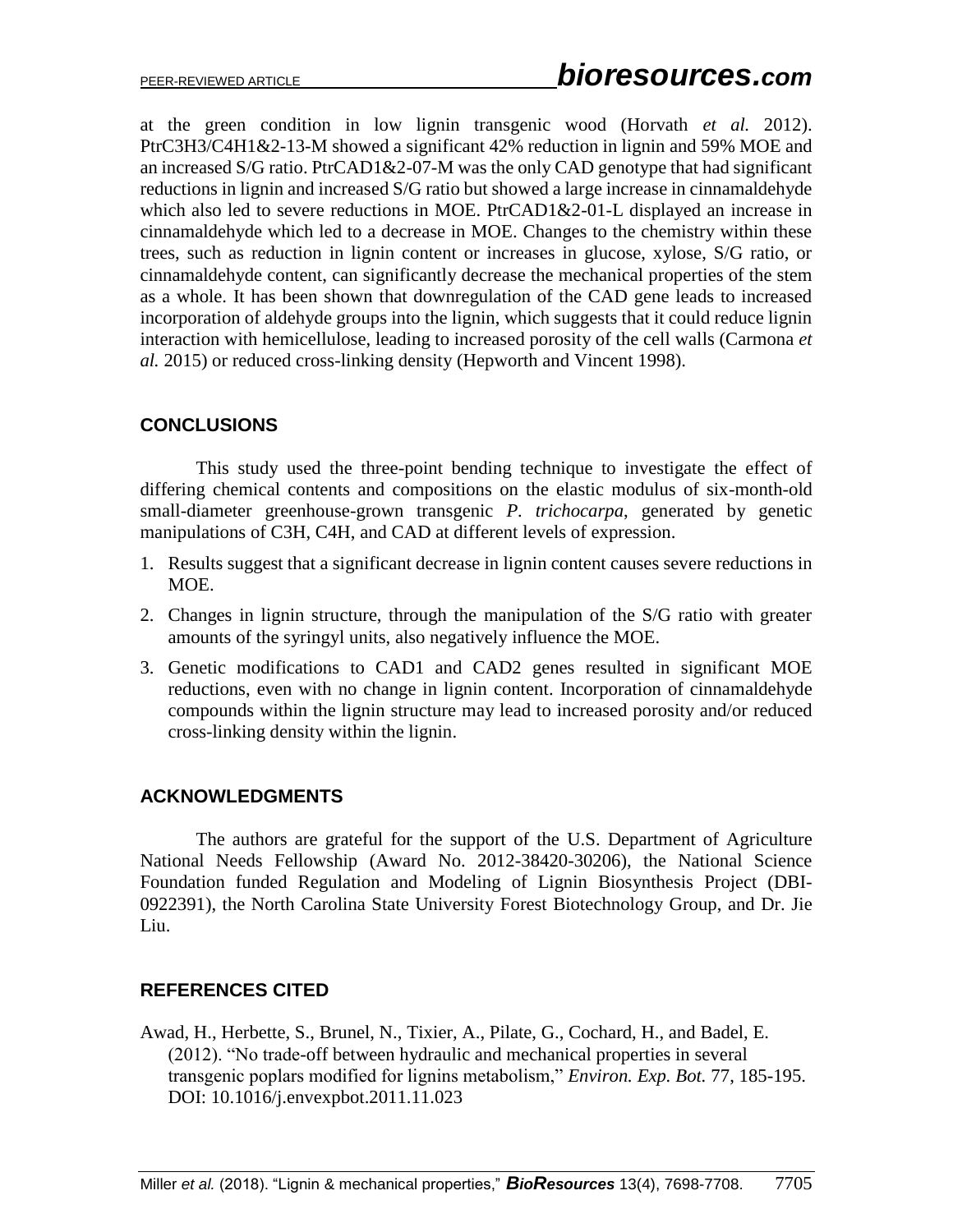at the green condition in low lignin transgenic wood (Horvath *et al.* 2012). PtrC3H3/C4H1&2-13-M showed a significant 42% reduction in lignin and 59% MOE and an increased S/G ratio. PtrCAD1&2-07-M was the only CAD genotype that had significant reductions in lignin and increased S/G ratio but showed a large increase in cinnamaldehyde which also led to severe reductions in MOE. PtrCAD1&2-01-L displayed an increase in cinnamaldehyde which led to a decrease in MOE. Changes to the chemistry within these trees, such as reduction in lignin content or increases in glucose, xylose, S/G ratio, or cinnamaldehyde content, can significantly decrease the mechanical properties of the stem as a whole. It has been shown that downregulation of the CAD gene leads to increased incorporation of aldehyde groups into the lignin, which suggests that it could reduce lignin interaction with hemicellulose, leading to increased porosity of the cell walls (Carmona *et al.* 2015) or reduced cross-linking density (Hepworth and Vincent 1998).

## CONCLUSIONS

This study used the three-point bending technique to investigate the effect of differing chemical contents and compositions on the elastic modulus of six-month-old small-diameter greenhouse-grown transgenic *P. trichocarpa*, generated by genetic manipulations of C3H, C4H, and CAD at different levels of expression.

1. Results suggest that a significant decrease in lignin content causes severe reductions in MOE.
2. Changes in lignin structure, through the manipulation of the S/G ratio with greater amounts of the syringyl units, also negatively influence the MOE.
3. Genetic modifications to CAD1 and CAD2 genes resulted in significant MOE reductions, even with no change in lignin content. Incorporation of cinnamaldehyde compounds within the lignin structure may lead to increased porosity and/or reduced cross-linking density within the lignin.

## ACKNOWLEDGMENTS

The authors are grateful for the support of the U.S. Department of Agriculture National Needs Fellowship (Award No. 2012-38420-30206), the National Science Foundation funded Regulation and Modeling of Lignin Biosynthesis Project (DBI-0922391), the North Carolina State University Forest Biotechnology Group, and Dr. Jie Liu.

## REFERENCES CITED

Awad, H., Herbette, S., Brunel, N., Tixier, A., Pilate, G., Cochard, H., and Badel, E. (2012). "No trade-off between hydraulic and mechanical properties in several transgenic poplars modified for lignins metabolism," *Environ. Exp. Bot.* 77, 185-195. DOI: 10.1016/j.envexpbot.2011.11.023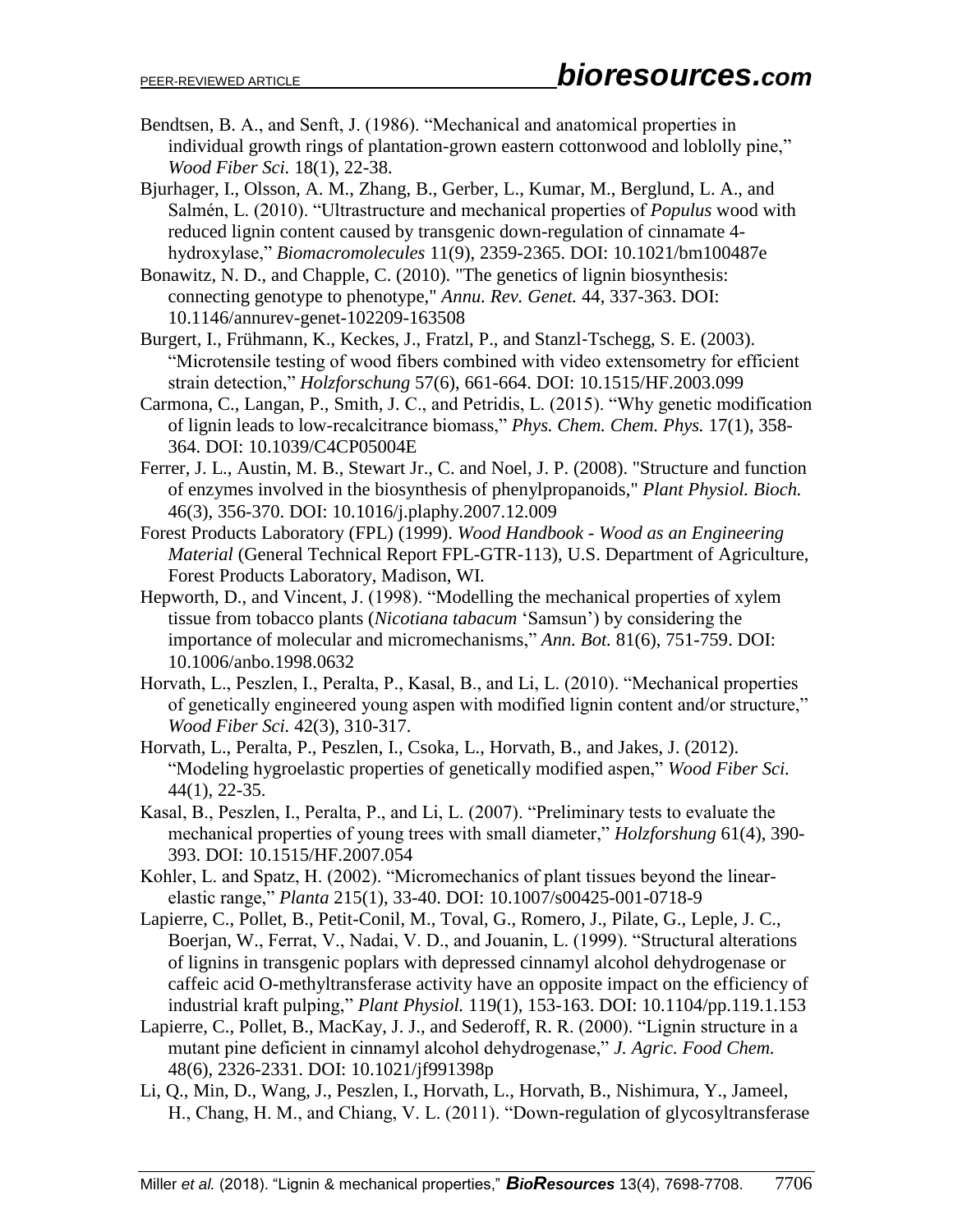Bendtsen, B. A., and Senft, J. (1986). "Mechanical and anatomical properties in individual growth rings of plantation-grown eastern cottonwood and loblolly pine," *Wood Fiber Sci.* 18(1), 22-38.

Bjurhager, I., Olsson, A. M., Zhang, B., Gerber, L., Kumar, M., Berglund, L. A., and Salmén, L. (2010). "Ultrastructure and mechanical properties of *Populus* wood with reduced lignin content caused by transgenic down-regulation of cinnamate 4-hydroxylase," *Biomacromolecules* 11(9), 2359-2365. DOI: 10.1021/bm100487e

Bonawitz, N. D., and Chapple, C. (2010). "The genetics of lignin biosynthesis: connecting genotype to phenotype," *Annu. Rev. Genet.* 44, 337-363. DOI: 10.1146/annurev-genet-102209-163508

Burgert, I., Frühmann, K., Keckes, J., Fratzl, P., and Stanzl-Tschegg, S. E. (2003). "Microtensile testing of wood fibers combined with video extensometry for efficient strain detection," *Holzforschung* 57(6), 661-664. DOI: 10.1515/HF.2003.099

Carmona, C., Langan, P., Smith, J. C., and Petridis, L. (2015). "Why genetic modification of lignin leads to low-recalcitrance biomass," *Phys. Chem. Chem. Phys.* 17(1), 358-364. DOI: 10.1039/C4CP05004E

Ferrer, J. L., Austin, M. B., Stewart Jr., C. and Noel, J. P. (2008). "Structure and function of enzymes involved in the biosynthesis of phenylpropanoids," *Plant Physiol. Bioch.* 46(3), 356-370. DOI: 10.1016/j.plaphy.2007.12.009

Forest Products Laboratory (FPL) (1999). *Wood Handbook - Wood as an Engineering Material* (General Technical Report FPL-GTR-113), U.S. Department of Agriculture, Forest Products Laboratory, Madison, WI.

Hepworth, D., and Vincent, J. (1998). "Modelling the mechanical properties of xylem tissue from tobacco plants (*Nicotiana tabacum* 'Samsun') by considering the importance of molecular and micromechanisms," *Ann. Bot.* 81(6), 751-759. DOI: 10.1006/anbo.1998.0632

Horvath, L., Peszlen, I., Peralta, P., Kasal, B., and Li, L. (2010). "Mechanical properties of genetically engineered young aspen with modified lignin content and/or structure," *Wood Fiber Sci.* 42(3), 310-317.

Horvath, L., Peralta, P., Peszlen, I., Csoka, L., Horvath, B., and Jakes, J. (2012). "Modeling hygroelastic properties of genetically modified aspen," *Wood Fiber Sci.* 44(1), 22-35.

Kasal, B., Peszlen, I., Peralta, P., and Li, L. (2007). "Preliminary tests to evaluate the mechanical properties of young trees with small diameter," *Holzforshung* 61(4), 390-393. DOI: 10.1515/HF.2007.054

Kohler, L. and Spatz, H. (2002). "Micromechanics of plant tissues beyond the linear-elastic range," *Planta* 215(1), 33-40. DOI: 10.1007/s00425-001-0718-9

Lapierre, C., Pollet, B., Petit-Conil, M., Toval, G., Romero, J., Pilate, G., Leple, J. C., Boerjan, W., Ferrat, V., Nadai, V. D., and Jouanin, L. (1999). "Structural alterations of lignins in transgenic poplars with depressed cinnamyl alcohol dehydrogenase or caffeic acid O-methyltransferase activity have an opposite impact on the efficiency of industrial kraft pulping," *Plant Physiol.* 119(1), 153-163. DOI: 10.1104/pp.119.1.153

Lapierre, C., Pollet, B., MacKay, J. J., and Sederoff, R. R. (2000). "Lignin structure in a mutant pine deficient in cinnamyl alcohol dehydrogenase," *J. Agric. Food Chem.* 48(6), 2326-2331. DOI: 10.1021/jf991398p

Li, Q., Min, D., Wang, J., Peszlen, I., Horvath, L., Horvath, B., Nishimura, Y., Jameel, H., Chang, H. M., and Chiang, V. L. (2011). "Down-regulation of glycosyltransferase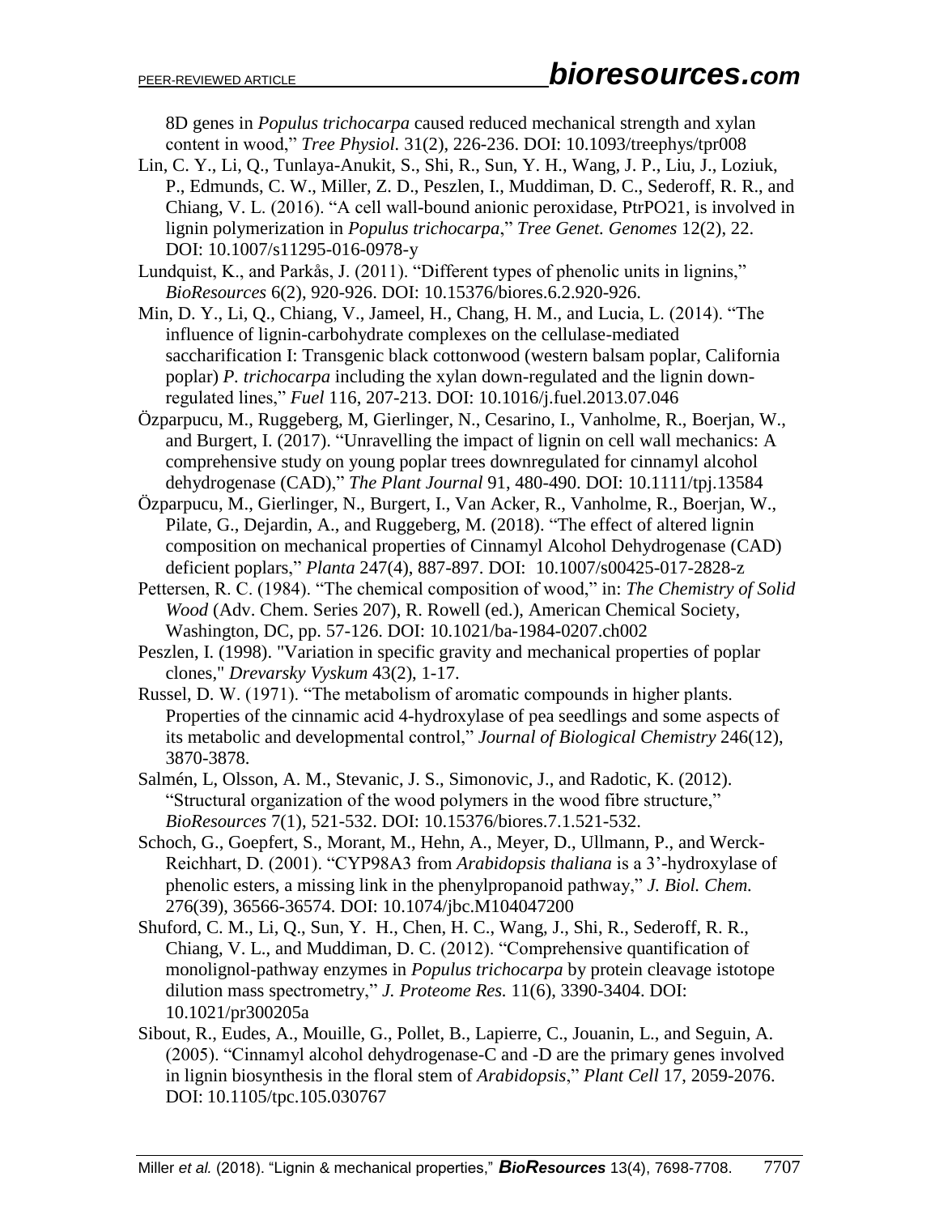8D genes in *Populus trichocarpa* caused reduced mechanical strength and xylan content in wood," *Tree Physiol.* 31(2), 226-236. DOI: 10.1093/treephys/tpr008

Lin, C. Y., Li, Q., Tunlaya-Anukit, S., Shi, R., Sun, Y. H., Wang, J. P., Liu, J., Loziuk, P., Edmunds, C. W., Miller, Z. D., Peszlen, I., Muddiman, D. C., Sederoff, R. R., and Chiang, V. L. (2016). "A cell wall-bound anionic peroxidase, PtrPO21, is involved in lignin polymerization in *Populus trichocarpa*," *Tree Genet. Genomes* 12(2), 22. DOI: 10.1007/s11295-016-0978-y

Lundquist, K., and Parkås, J. (2011). "Different types of phenolic units in lignins," *BioResources* 6(2), 920-926. DOI: 10.15376/biores.6.2.920-926.

Min, D. Y., Li, Q., Chiang, V., Jameel, H., Chang, H. M., and Lucia, L. (2014). "The influence of lignin-carbohydrate complexes on the cellulase-mediated saccharification I: Transgenic black cottonwood (western balsam poplar, California poplar) *P. trichocarpa* including the xylan down-regulated and the lignin down-regulated lines," *Fuel* 116, 207-213. DOI: 10.1016/j.fuel.2013.07.046

Özparpucu, M., Ruggeberg, M, Gierlinger, N., Cesarino, I., Vanholme, R., Boerjan, W., and Burgert, I. (2017). "Unravelling the impact of lignin on cell wall mechanics: A comprehensive study on young poplar trees downregulated for cinnamyl alcohol dehydrogenase (CAD)," *The Plant Journal* 91, 480-490. DOI: 10.1111/tpj.13584

Özparpucu, M., Gierlinger, N., Burgert, I., Van Acker, R., Vanholme, R., Boerjan, W., Pilate, G., Dejardin, A., and Ruggeberg, M. (2018). "The effect of altered lignin composition on mechanical properties of Cinnamyl Alcohol Dehydrogenase (CAD) deficient poplars," *Planta* 247(4), 887-897. DOI: 10.1007/s00425-017-2828-z

Pettersen, R. C. (1984). "The chemical composition of wood," in: *The Chemistry of Solid Wood* (Adv. Chem. Series 207), R. Rowell (ed.), American Chemical Society, Washington, DC, pp. 57-126. DOI: 10.1021/ba-1984-0207.ch002

Peszlen, I. (1998). "Variation in specific gravity and mechanical properties of poplar clones," *Drevarsky Vyskum* 43(2), 1-17.

Russel, D. W. (1971). "The metabolism of aromatic compounds in higher plants. Properties of the cinnamic acid 4-hydroxylase of pea seedlings and some aspects of its metabolic and developmental control," *Journal of Biological Chemistry* 246(12), 3870-3878.

Salmén, L, Olsson, A. M., Stevanic, J. S., Simonovic, J., and Radotic, K. (2012). "Structural organization of the wood polymers in the wood fibre structure," *BioResources* 7(1), 521-532. DOI: 10.15376/biores.7.1.521-532.

Schoch, G., Goepfert, S., Morant, M., Hehn, A., Meyer, D., Ullmann, P., and Werck-Reichhart, D. (2001). "CYP98A3 from *Arabidopsis thaliana* is a 3'-hydroxylase of phenolic esters, a missing link in the phenylpropanoid pathway," *J. Biol. Chem.* 276(39), 36566-36574. DOI: 10.1074/jbc.M104047200

Shuford, C. M., Li, Q., Sun, Y. H., Chen, H. C., Wang, J., Shi, R., Sederoff, R. R., Chiang, V. L., and Muddiman, D. C. (2012). "Comprehensive quantification of monolignol-pathway enzymes in *Populus trichocarpa* by protein cleavage istotope dilution mass spectrometry," *J. Proteome Res.* 11(6), 3390-3404. DOI: 10.1021/pr300205a

Sibout, R., Eudes, A., Mouille, G., Pollet, B., Lapierre, C., Jouanin, L., and Seguin, A. (2005). "Cinnamyl alcohol dehydrogenase-C and -D are the primary genes involved in lignin biosynthesis in the floral stem of *Arabidopsis*," *Plant Cell* 17, 2059-2076. DOI: 10.1105/tpc.105.030767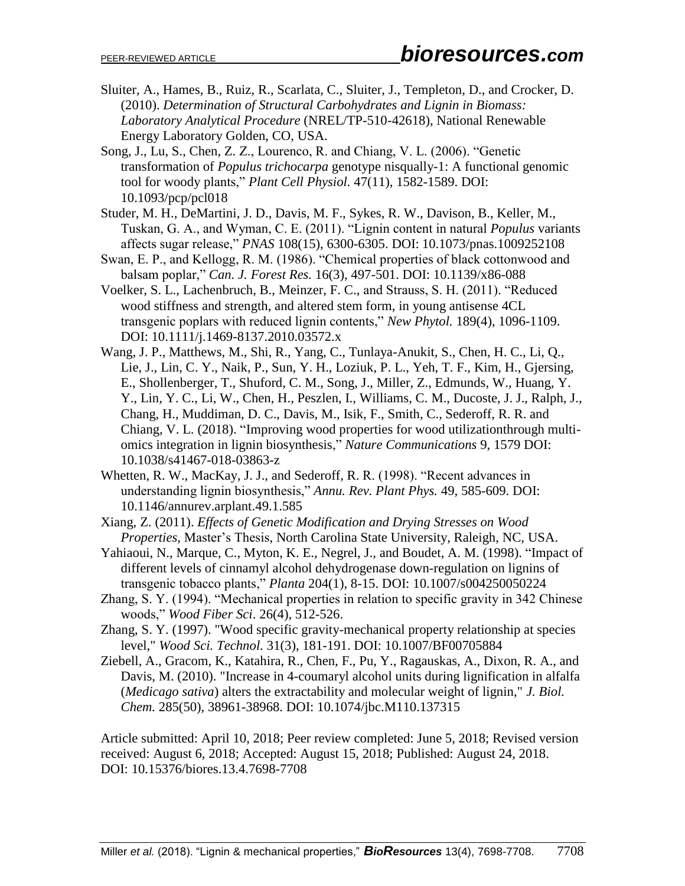Sluiter, A., Hames, B., Ruiz, R., Scarlata, C., Sluiter, J., Templeton, D., and Crocker, D. (2010). *Determination of Structural Carbohydrates and Lignin in Biomass: Laboratory Analytical Procedure* (NREL/TP-510-42618), National Renewable Energy Laboratory Golden, CO, USA.

Song, J., Lu, S., Chen, Z. Z., Lourenco, R. and Chiang, V. L. (2006). "Genetic transformation of *Populus trichocarpa* genotype nisqually-1: A functional genomic tool for woody plants," *Plant Cell Physiol.* 47(11), 1582-1589. DOI: 10.1093/pcp/pcl018

Studer, M. H., DeMartini, J. D., Davis, M. F., Sykes, R. W., Davison, B., Keller, M., Tuskan, G. A., and Wyman, C. E. (2011). "Lignin content in natural *Populus* variants affects sugar release," *PNAS* 108(15), 6300-6305. DOI: 10.1073/pnas.1009252108

Swan, E. P., and Kellogg, R. M. (1986). "Chemical properties of black cottonwood and balsam poplar," *Can. J. Forest Res.* 16(3), 497-501. DOI: 10.1139/x86-088

Voelker, S. L., Lachenbruch, B., Meinzer, F. C., and Strauss, S. H. (2011). "Reduced wood stiffness and strength, and altered stem form, in young antisense 4CL transgenic poplars with reduced lignin contents," *New Phytol.* 189(4), 1096-1109. DOI: 10.1111/j.1469-8137.2010.03572.x

Wang, J. P., Matthews, M., Shi, R., Yang, C., Tunlaya-Anukit, S., Chen, H. C., Li, Q., Lie, J., Lin, C. Y., Naik, P., Sun, Y. H., Loziuk, P. L., Yeh, T. F., Kim, H., Gjersing, E., Shollenberger, T., Shuford, C. M., Song, J., Miller, Z., Edmunds, W., Huang, Y. Y., Lin, Y. C., Li, W., Chen, H., Peszlen, I., Williams, C. M., Ducoste, J. J., Ralph, J., Chang, H., Muddiman, D. C., Davis, M., Isik, F., Smith, C., Sederoff, R. R. and Chiang, V. L. (2018). "Improving wood properties for wood utilizationthrough multi-omics integration in lignin biosynthesis," *Nature Communications* 9, 1579 DOI: 10.1038/s41467-018-03863-z

Whetten, R. W., MacKay, J. J., and Sederoff, R. R. (1998). "Recent advances in understanding lignin biosynthesis," *Annu. Rev. Plant Phys.* 49, 585-609. DOI: 10.1146/annurev.arplant.49.1.585

Xiang, Z. (2011). *Effects of Genetic Modification and Drying Stresses on Wood Properties*, Master's Thesis, North Carolina State University, Raleigh, NC, USA.

Yahiaoui, N., Marque, C., Myton, K. E., Negrel, J., and Boudet, A. M. (1998). "Impact of different levels of cinnamyl alcohol dehydrogenase down-regulation on lignins of transgenic tobacco plants," *Planta* 204(1), 8-15. DOI: 10.1007/s004250050224

Zhang, S. Y. (1994). "Mechanical properties in relation to specific gravity in 342 Chinese woods," *Wood Fiber Sci*. 26(4), 512-526.

Zhang, S. Y. (1997). "Wood specific gravity-mechanical property relationship at species level," *Wood Sci. Technol.* 31(3), 181-191. DOI: 10.1007/BF00705884

Ziebell, A., Gracom, K., Katahira, R., Chen, F., Pu, Y., Ragauskas, A., Dixon, R. A., and Davis, M. (2010). "Increase in 4-coumaryl alcohol units during lignification in alfalfa (*Medicago sativa*) alters the extractability and molecular weight of lignin," *J. Biol. Chem.* 285(50), 38961-38968. DOI: 10.1074/jbc.M110.137315

Article submitted: April 10, 2018; Peer review completed: June 5, 2018; Revised version received: August 6, 2018; Accepted: August 15, 2018; Published: August 24, 2018.
DOI: 10.15376/biores.13.4.7698-7708